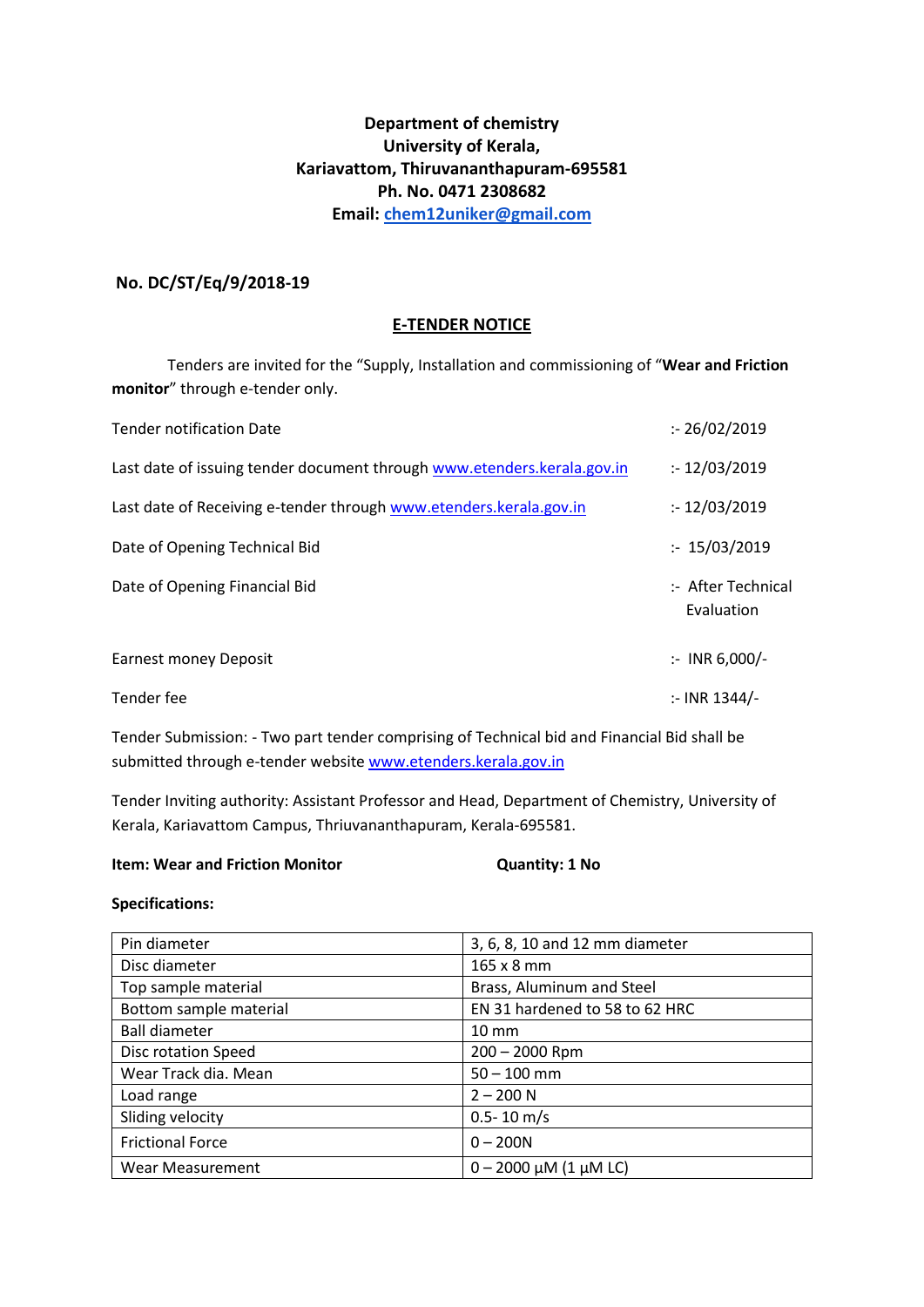**Department of chemistry**
**University of Kerala,**
**Kariavattom, Thiruvananthapuram-695581**
**Ph. No. 0471 2308682**
**Email: chem12uniker@gmail.com**

**No. DC/ST/Eq/9/2018-19**

## E-TENDER NOTICE

Tenders are invited for the "Supply, Installation and commissioning of "**Wear and Friction monitor**" through e-tender only.

| | |
|---|---|
| Tender notification Date | :- 26/02/2019 |
| Last date of issuing tender document through www.etenders.kerala.gov.in | :- 12/03/2019 |
| Last date of Receiving e-tender through www.etenders.kerala.gov.in | :- 12/03/2019 |
| Date of Opening Technical Bid | :- 15/03/2019 |
| Date of Opening Financial Bid | :- After Technical Evaluation |
| Earnest money Deposit | :- INR 6,000/- |
| Tender fee | :- INR 1344/- |

Tender Submission: - Two part tender comprising of Technical bid and Financial Bid shall be submitted through e-tender website www.etenders.kerala.gov.in

Tender Inviting authority: Assistant Professor and Head, Department of Chemistry, University of Kerala, Kariavattom Campus, Thriuvananthapuram, Kerala-695581.

**Item: Wear and Friction Monitor** **Quantity: 1 No**

**Specifications:**

| | |
|---|---|
| Pin diameter | 3, 6, 8, 10 and 12 mm diameter |
| Disc diameter | 165 x 8 mm |
| Top sample material | Brass, Aluminum and Steel |
| Bottom sample material | EN 31 hardened to 58 to 62 HRC |
| Ball diameter | 10 mm |
| Disc rotation Speed | 200 – 2000 Rpm |
| Wear Track dia. Mean | 50 – 100 mm |
| Load range | 2 – 200 N |
| Sliding velocity | 0.5- 10 m/s |
| Frictional Force | 0 – 200N |
| Wear Measurement | 0 – 2000 µM (1 µM LC) |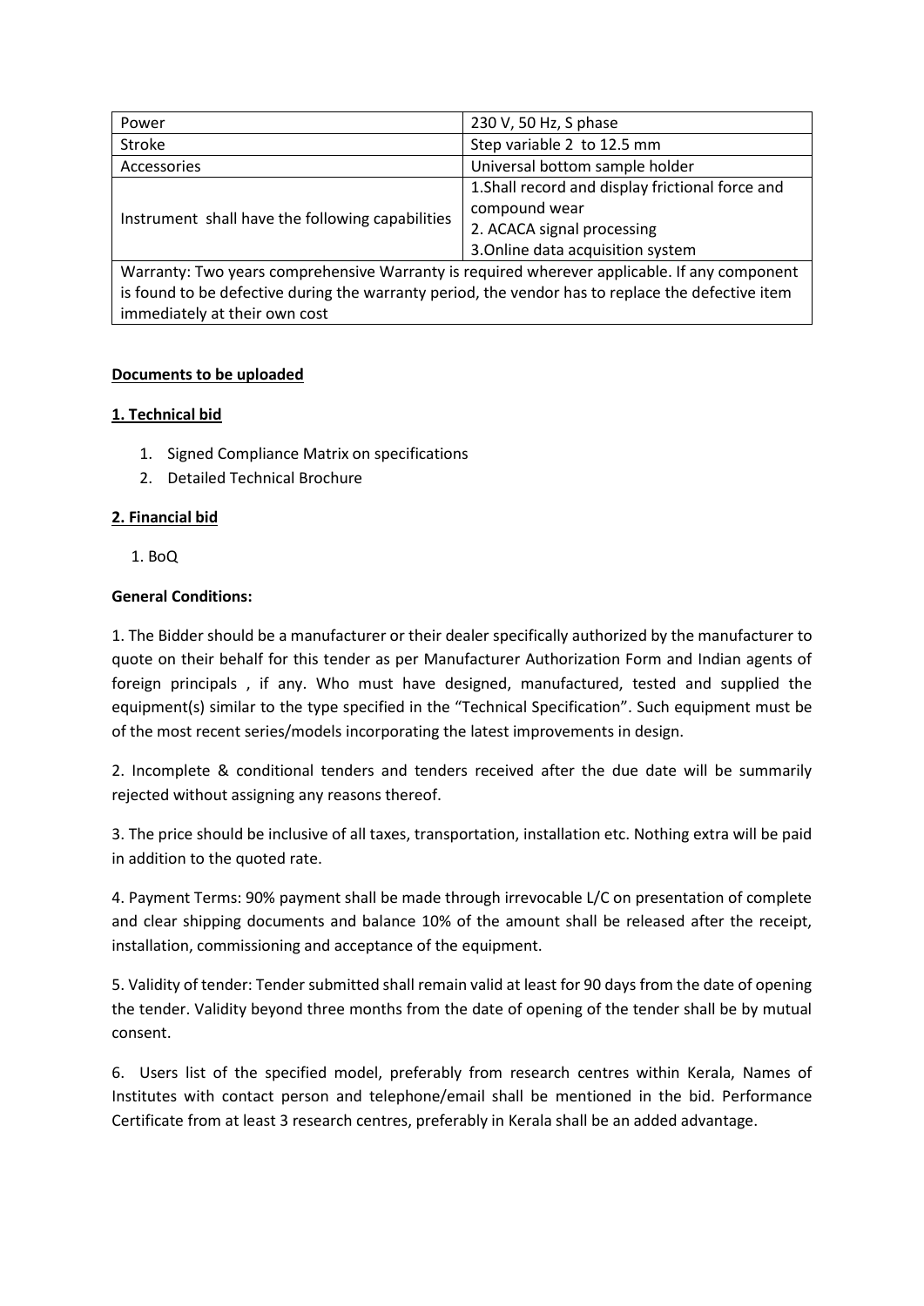| Power | 230 V, 50 Hz, S phase |
| --- | --- |
| Stroke | Step variable 2 to 12.5 mm |
| Accessories | Universal bottom sample holder |
| Instrument shall have the following capabilities | 1.Shall record and display frictional force and compound wear<br>2. ACACA signal processing<br>3.Online data acquisition system |
| Warranty: Two years comprehensive Warranty is required wherever applicable. If any component is found to be defective during the warranty period, the vendor has to replace the defective item immediately at their own cost | |

**Documents to be uploaded**

**1. Technical bid**

1. Signed Compliance Matrix on specifications
2. Detailed Technical Brochure

**2. Financial bid**

1. BoQ

**General Conditions:**

1. The Bidder should be a manufacturer or their dealer specifically authorized by the manufacturer to quote on their behalf for this tender as per Manufacturer Authorization Form and Indian agents of foreign principals , if any. Who must have designed, manufactured, tested and supplied the equipment(s) similar to the type specified in the "Technical Specification". Such equipment must be of the most recent series/models incorporating the latest improvements in design.

2. Incomplete & conditional tenders and tenders received after the due date will be summarily rejected without assigning any reasons thereof.

3. The price should be inclusive of all taxes, transportation, installation etc. Nothing extra will be paid in addition to the quoted rate.

4. Payment Terms: 90% payment shall be made through irrevocable L/C on presentation of complete and clear shipping documents and balance 10% of the amount shall be released after the receipt, installation, commissioning and acceptance of the equipment.

5. Validity of tender: Tender submitted shall remain valid at least for 90 days from the date of opening the tender. Validity beyond three months from the date of opening of the tender shall be by mutual consent.

6. Users list of the specified model, preferably from research centres within Kerala, Names of Institutes with contact person and telephone/email shall be mentioned in the bid. Performance Certificate from at least 3 research centres, preferably in Kerala shall be an added advantage.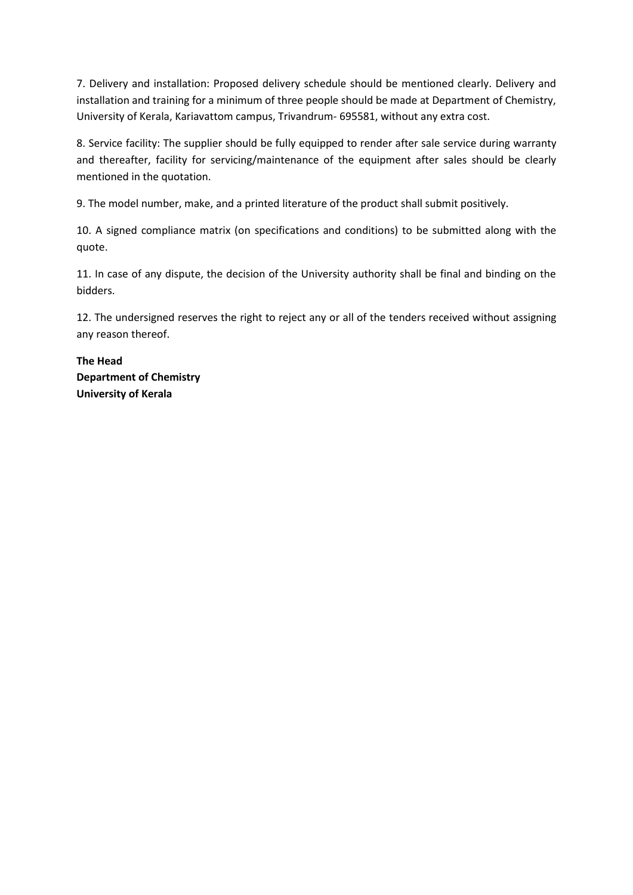7. Delivery and installation: Proposed delivery schedule should be mentioned clearly. Delivery and installation and training for a minimum of three people should be made at Department of Chemistry, University of Kerala, Kariavattom campus, Trivandrum- 695581, without any extra cost.

8. Service facility: The supplier should be fully equipped to render after sale service during warranty and thereafter, facility for servicing/maintenance of the equipment after sales should be clearly mentioned in the quotation.

9. The model number, make, and a printed literature of the product shall submit positively.

10. A signed compliance matrix (on specifications and conditions) to be submitted along with the quote.

11. In case of any dispute, the decision of the University authority shall be final and binding on the bidders.

12. The undersigned reserves the right to reject any or all of the tenders received without assigning any reason thereof.

**The Head**
**Department of Chemistry**
**University of Kerala**